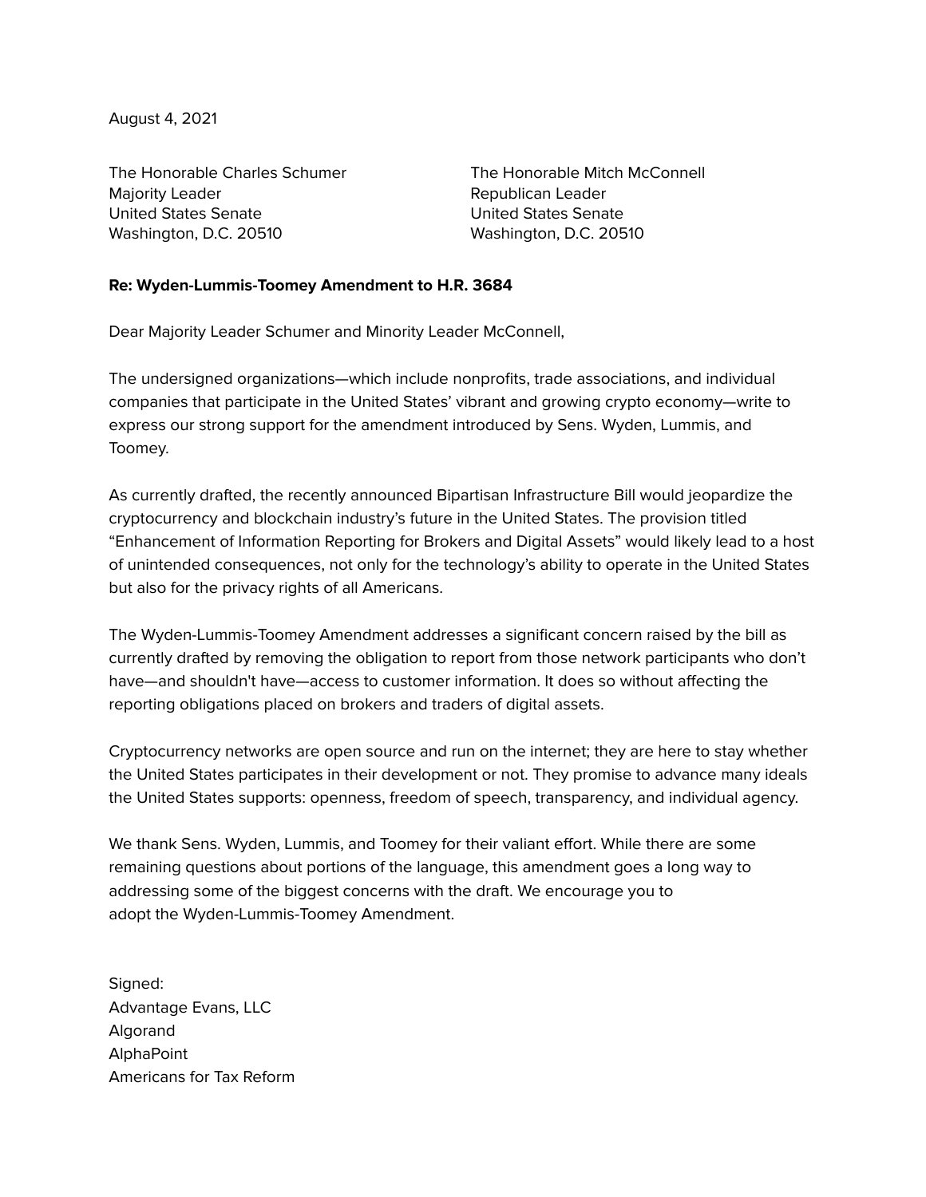August 4, 2021

The Honorable Charles Schumer
Majority Leader
United States Senate
Washington, D.C. 20510

The Honorable Mitch McConnell
Republican Leader
United States Senate
Washington, D.C. 20510

**Re: Wyden-Lummis-Toomey Amendment to H.R. 3684**

Dear Majority Leader Schumer and Minority Leader McConnell,

The undersigned organizations—which include nonprofits, trade associations, and individual companies that participate in the United States' vibrant and growing crypto economy—write to express our strong support for the amendment introduced by Sens. Wyden, Lummis, and Toomey.

As currently drafted, the recently announced Bipartisan Infrastructure Bill would jeopardize the cryptocurrency and blockchain industry's future in the United States. The provision titled "Enhancement of Information Reporting for Brokers and Digital Assets" would likely lead to a host of unintended consequences, not only for the technology's ability to operate in the United States but also for the privacy rights of all Americans.

The Wyden-Lummis-Toomey Amendment addresses a significant concern raised by the bill as currently drafted by removing the obligation to report from those network participants who don't have—and shouldn't have—access to customer information. It does so without affecting the reporting obligations placed on brokers and traders of digital assets.

Cryptocurrency networks are open source and run on the internet; they are here to stay whether the United States participates in their development or not. They promise to advance many ideals the United States supports: openness, freedom of speech, transparency, and individual agency.

We thank Sens. Wyden, Lummis, and Toomey for their valiant effort. While there are some remaining questions about portions of the language, this amendment goes a long way to addressing some of the biggest concerns with the draft. We encourage you to adopt the Wyden-Lummis-Toomey Amendment.

Signed:
Advantage Evans, LLC
Algorand
AlphaPoint
Americans for Tax Reform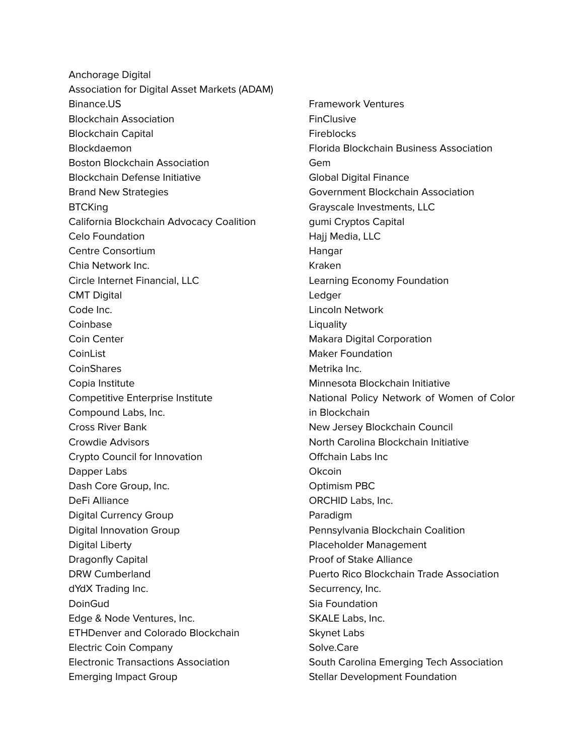Anchorage Digital
Association for Digital Asset Markets (ADAM)
Binance.US
Blockchain Association
Blockchain Capital
Blockdaemon
Boston Blockchain Association
Blockchain Defense Initiative
Brand New Strategies
BTCKing
California Blockchain Advocacy Coalition
Celo Foundation
Centre Consortium
Chia Network Inc.
Circle Internet Financial, LLC
CMT Digital
Code Inc.
Coinbase
Coin Center
CoinList
CoinShares
Copia Institute
Competitive Enterprise Institute
Compound Labs, Inc.
Cross River Bank
Crowdie Advisors
Crypto Council for Innovation
Dapper Labs
Dash Core Group, Inc.
DeFi Alliance
Digital Currency Group
Digital Innovation Group
Digital Liberty
Dragonfly Capital
DRW Cumberland
dYdX Trading Inc.
DoinGud
Edge & Node Ventures, Inc.
ETHDenver and Colorado Blockchain
Electric Coin Company
Electronic Transactions Association
Emerging Impact Group
Framework Ventures
FinClusive
Fireblocks
Florida Blockchain Business Association
Gem
Global Digital Finance
Government Blockchain Association
Grayscale Investments, LLC
gumi Cryptos Capital
Hajj Media, LLC
Hangar
Kraken
Learning Economy Foundation
Ledger
Lincoln Network
Liquality
Makara Digital Corporation
Maker Foundation
Metrika Inc.
Minnesota Blockchain Initiative
National Policy Network of Women of Color in Blockchain
New Jersey Blockchain Council
North Carolina Blockchain Initiative
Offchain Labs Inc
Okcoin
Optimism PBC
ORCHID Labs, Inc.
Paradigm
Pennsylvania Blockchain Coalition
Placeholder Management
Proof of Stake Alliance
Puerto Rico Blockchain Trade Association
Securrency, Inc.
Sia Foundation
SKALE Labs, Inc.
Skynet Labs
Solve.Care
South Carolina Emerging Tech Association
Stellar Development Foundation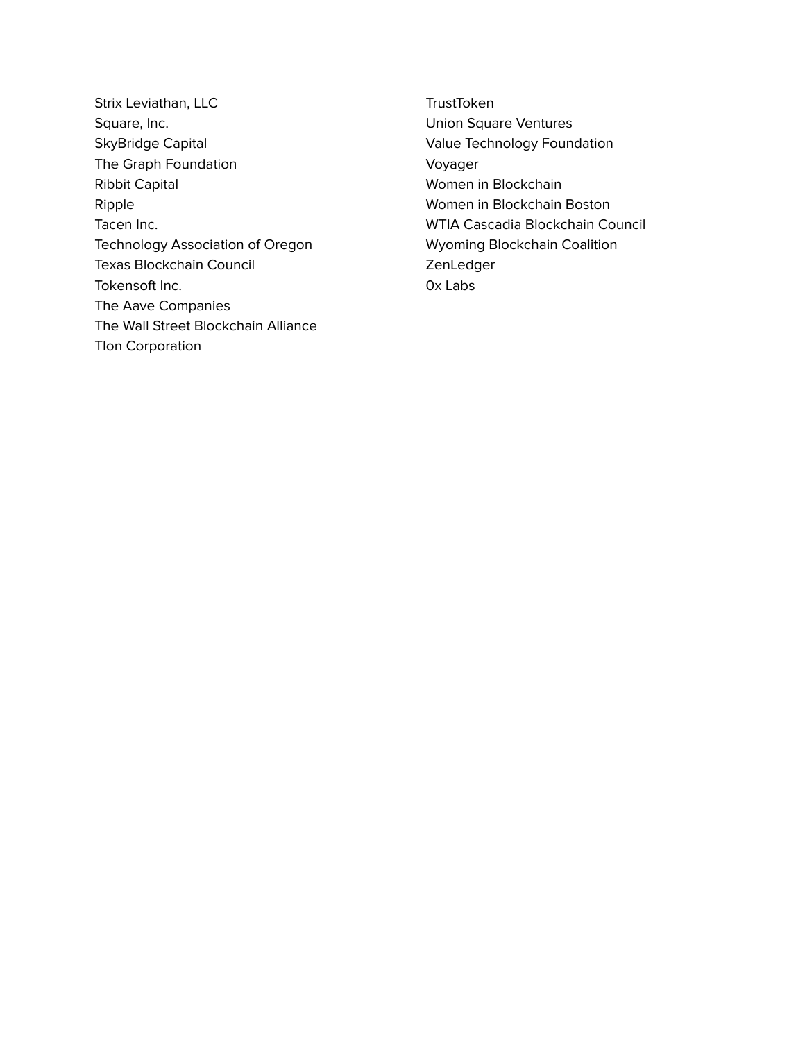Strix Leviathan, LLC
Square, Inc.
SkyBridge Capital
The Graph Foundation
Ribbit Capital
Ripple
Tacen Inc.
Technology Association of Oregon
Texas Blockchain Council
Tokensoft Inc.
The Aave Companies
The Wall Street Blockchain Alliance
Tlon Corporation
TrustToken
Union Square Ventures
Value Technology Foundation
Voyager
Women in Blockchain
Women in Blockchain Boston
WTIA Cascadia Blockchain Council
Wyoming Blockchain Coalition
ZenLedger
0x Labs